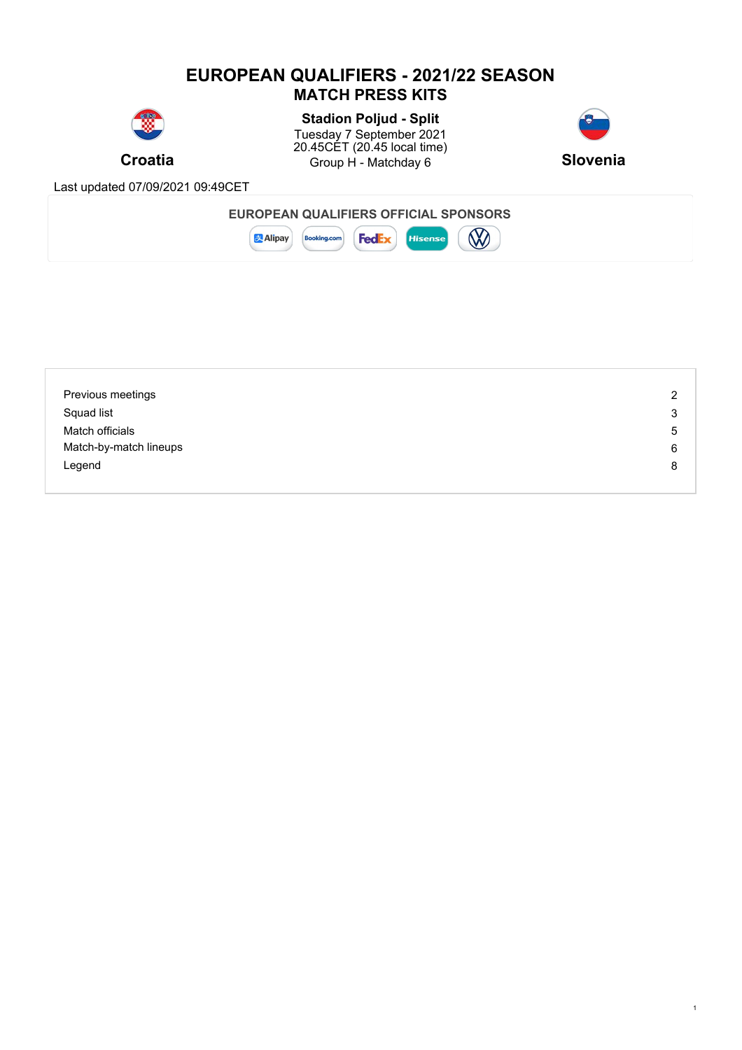# EUROPEAN QUALIFIERS - 2021/22 SEASON
## MATCH PRESS KITS

**Croatia** — **Slovenia**

**Stadion Poljud - Split**
Tuesday 7 September 2021
20.45CET (20.45 local time)
Group H - Matchday 6

Last updated 07/09/2021 09:49CET

**EUROPEAN QUALIFIERS OFFICIAL SPONSORS**

Alipay, Booking.com, FedEx, Hisense, VW

| | |
|---|---|
| Previous meetings | 2 |
| Squad list | 3 |
| Match officials | 5 |
| Match-by-match lineups | 6 |
| Legend | 8 |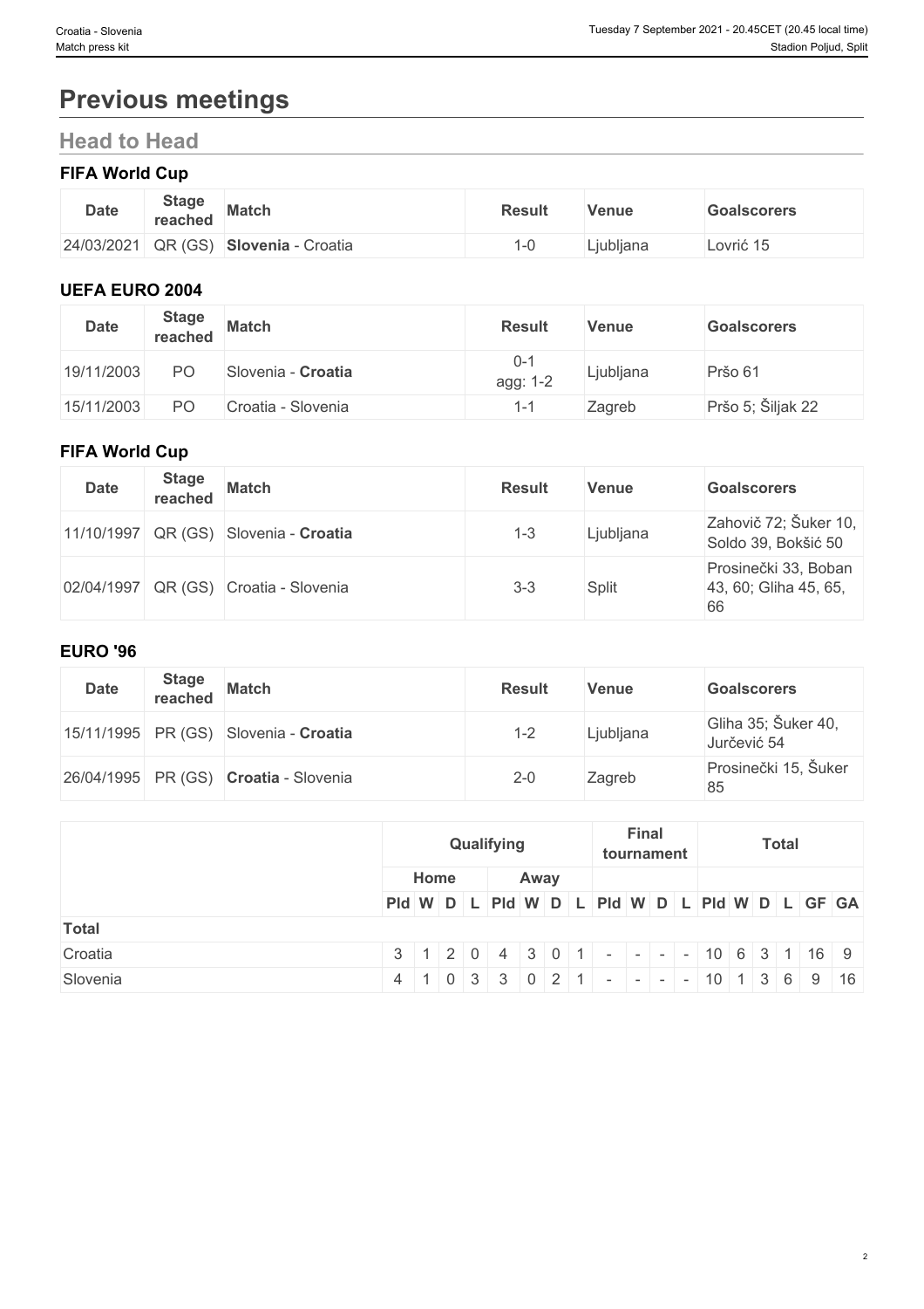# Previous meetings

## Head to Head

### FIFA World Cup

| Date | Stage reached | Match | Result | Venue | Goalscorers |
|---|---|---|---|---|---|
| 24/03/2021 | QR (GS) | **Slovenia** - Croatia | 1-0 | Ljubljana | Lovrić 15 |

### UEFA EURO 2004

| Date | Stage reached | Match | Result | Venue | Goalscorers |
|---|---|---|---|---|---|
| 19/11/2003 | PO | Slovenia - **Croatia** | 0-1 agg: 1-2 | Ljubljana | Pršo 61 |
| 15/11/2003 | PO | Croatia - Slovenia | 1-1 | Zagreb | Pršo 5; Šiljak 22 |

### FIFA World Cup

| Date | Stage reached | Match | Result | Venue | Goalscorers |
|---|---|---|---|---|---|
| 11/10/1997 | QR (GS) | Slovenia - **Croatia** | 1-3 | Ljubljana | Zahovič 72; Šuker 10, Soldo 39, Bokšić 50 |
| 02/04/1997 | QR (GS) | Croatia - Slovenia | 3-3 | Split | Prosinečki 33, Boban 43, 60; Gliha 45, 65, 66 |

### EURO '96

| Date | Stage reached | Match | Result | Venue | Goalscorers |
|---|---|---|---|---|---|
| 15/11/1995 | PR (GS) | Slovenia - **Croatia** | 1-2 | Ljubljana | Gliha 35; Šuker 40, Jurčević 54 |
| 26/04/1995 | PR (GS) | **Croatia** - Slovenia | 2-0 | Zagreb | Prosinečki 15, Šuker 85 |

| | Qualifying | | | | | | | | Final tournament | | | | Total | | | | | |
|---|---|---|---|---|---|---|---|---|---|---|---|---|---|---|---|---|---|---|
| | Home | | | | Away | | | | | | | | | | | | | |
| | Pld | W | D | L | Pld | W | D | L | Pld | W | D | L | Pld | W | D | L | GF | GA |
| **Total** | | | | | | | | | | | | | | | | | | |
| Croatia | 3 | 1 | 2 | 0 | 4 | 3 | 0 | 1 | - | - | - | - | 10 | 6 | 3 | 1 | 16 | 9 |
| Slovenia | 4 | 1 | 0 | 3 | 3 | 0 | 2 | 1 | - | - | - | - | 10 | 1 | 3 | 6 | 9 | 16 |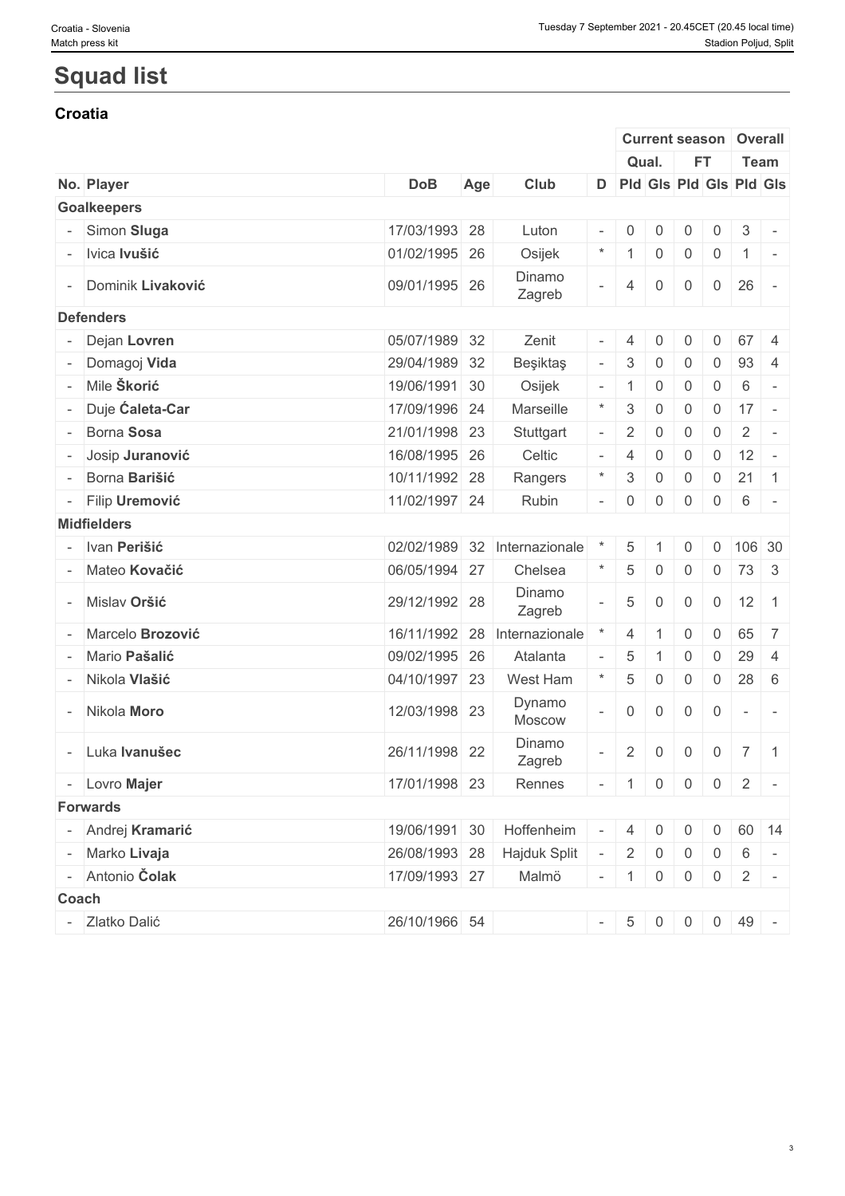# Squad list

## Croatia

| | | | | | | Current season | | | | Overall | |
|---|---|---|---|---|---|---|---|---|---|---|---|
| | | | | | | Qual. | | FT | | Team | |
| No. | Player | DoB | Age | Club | D | Pld | Gls | Pld | Gls | Pld | Gls |
| **Goalkeepers** | | | | | | | | | | | |
| - | Simon **Sluga** | 17/03/1993 | 28 | Luton | - | 0 | 0 | 0 | 0 | 3 | - |
| - | Ivica **Ivušić** | 01/02/1995 | 26 | Osijek | * | 1 | 0 | 0 | 0 | 1 | - |
| - | Dominik **Livaković** | 09/01/1995 | 26 | Dinamo Zagreb | - | 4 | 0 | 0 | 0 | 26 | - |
| **Defenders** | | | | | | | | | | | |
| - | Dejan **Lovren** | 05/07/1989 | 32 | Zenit | - | 4 | 0 | 0 | 0 | 67 | 4 |
| - | Domagoj **Vida** | 29/04/1989 | 32 | Beşiktaş | - | 3 | 0 | 0 | 0 | 93 | 4 |
| - | Mile **Škorić** | 19/06/1991 | 30 | Osijek | - | 1 | 0 | 0 | 0 | 6 | - |
| - | Duje **Ćaleta-Car** | 17/09/1996 | 24 | Marseille | * | 3 | 0 | 0 | 0 | 17 | - |
| - | Borna **Sosa** | 21/01/1998 | 23 | Stuttgart | - | 2 | 0 | 0 | 0 | 2 | - |
| - | Josip **Juranović** | 16/08/1995 | 26 | Celtic | - | 4 | 0 | 0 | 0 | 12 | - |
| - | Borna **Barišić** | 10/11/1992 | 28 | Rangers | * | 3 | 0 | 0 | 0 | 21 | 1 |
| - | Filip **Uremović** | 11/02/1997 | 24 | Rubin | - | 0 | 0 | 0 | 0 | 6 | - |
| **Midfielders** | | | | | | | | | | | |
| - | Ivan **Perišić** | 02/02/1989 | 32 | Internazionale | * | 5 | 1 | 0 | 0 | 106 | 30 |
| - | Mateo **Kovačić** | 06/05/1994 | 27 | Chelsea | * | 5 | 0 | 0 | 0 | 73 | 3 |
| - | Mislav **Oršić** | 29/12/1992 | 28 | Dinamo Zagreb | - | 5 | 0 | 0 | 0 | 12 | 1 |
| - | Marcelo **Brozović** | 16/11/1992 | 28 | Internazionale | * | 4 | 1 | 0 | 0 | 65 | 7 |
| - | Mario **Pašalić** | 09/02/1995 | 26 | Atalanta | - | 5 | 1 | 0 | 0 | 29 | 4 |
| - | Nikola **Vlašić** | 04/10/1997 | 23 | West Ham | * | 5 | 0 | 0 | 0 | 28 | 6 |
| - | Nikola **Moro** | 12/03/1998 | 23 | Dynamo Moscow | - | 0 | 0 | 0 | 0 | - | - |
| - | Luka **Ivanušec** | 26/11/1998 | 22 | Dinamo Zagreb | - | 2 | 0 | 0 | 0 | 7 | 1 |
| - | Lovro **Majer** | 17/01/1998 | 23 | Rennes | - | 1 | 0 | 0 | 0 | 2 | - |
| **Forwards** | | | | | | | | | | | |
| - | Andrej **Kramarić** | 19/06/1991 | 30 | Hoffenheim | - | 4 | 0 | 0 | 0 | 60 | 14 |
| - | Marko **Livaja** | 26/08/1993 | 28 | Hajduk Split | - | 2 | 0 | 0 | 0 | 6 | - |
| - | Antonio **Čolak** | 17/09/1993 | 27 | Malmö | - | 1 | 0 | 0 | 0 | 2 | - |
| **Coach** | | | | | | | | | | | |
| - | Zlatko Dalić | 26/10/1966 | 54 | | - | 5 | 0 | 0 | 0 | 49 | - |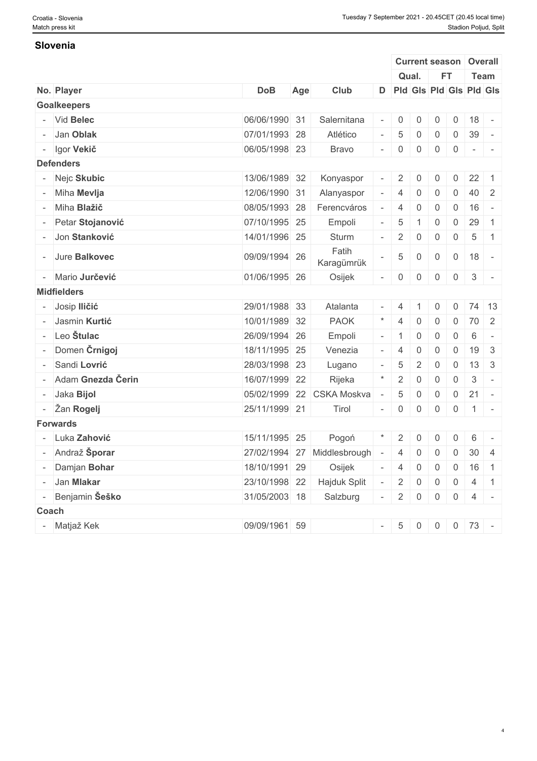## Slovenia

| | | | | | | Current season | | | | Overall | |
|---|---|---|---|---|---|---|---|---|---|---|---|
| | | | | | | Qual. | | FT | | Team | |
| No. | Player | DoB | Age | Club | D | Pld | Gls | Pld | Gls | Pld | Gls |
| **Goalkeepers** | | | | | | | | | | | |
| - | Vid **Belec** | 06/06/1990 | 31 | Salernitana | - | 0 | 0 | 0 | 0 | 18 | - |
| - | Jan **Oblak** | 07/01/1993 | 28 | Atlético | - | 5 | 0 | 0 | 0 | 39 | - |
| - | Igor **Vekič** | 06/05/1998 | 23 | Bravo | - | 0 | 0 | 0 | 0 | - | - |
| **Defenders** | | | | | | | | | | | |
| - | Nejc **Skubic** | 13/06/1989 | 32 | Konyaspor | - | 2 | 0 | 0 | 0 | 22 | 1 |
| - | Miha **Mevlja** | 12/06/1990 | 31 | Alanyaspor | - | 4 | 0 | 0 | 0 | 40 | 2 |
| - | Miha **Blažič** | 08/05/1993 | 28 | Ferencváros | - | 4 | 0 | 0 | 0 | 16 | - |
| - | Petar **Stojanović** | 07/10/1995 | 25 | Empoli | - | 5 | 1 | 0 | 0 | 29 | 1 |
| - | Jon **Stanković** | 14/01/1996 | 25 | Sturm | - | 2 | 0 | 0 | 0 | 5 | 1 |
| - | Jure **Balkovec** | 09/09/1994 | 26 | Fatih Karagümrük | - | 5 | 0 | 0 | 0 | 18 | - |
| - | Mario **Jurčević** | 01/06/1995 | 26 | Osijek | - | 0 | 0 | 0 | 0 | 3 | - |
| **Midfielders** | | | | | | | | | | | |
| - | Josip **Iličić** | 29/01/1988 | 33 | Atalanta | - | 4 | 1 | 0 | 0 | 74 | 13 |
| - | Jasmin **Kurtić** | 10/01/1989 | 32 | PAOK | * | 4 | 0 | 0 | 0 | 70 | 2 |
| - | Leo **Štulac** | 26/09/1994 | 26 | Empoli | - | 1 | 0 | 0 | 0 | 6 | - |
| - | Domen **Črnigoj** | 18/11/1995 | 25 | Venezia | - | 4 | 0 | 0 | 0 | 19 | 3 |
| - | Sandi **Lovrić** | 28/03/1998 | 23 | Lugano | - | 5 | 2 | 0 | 0 | 13 | 3 |
| - | Adam **Gnezda Čerin** | 16/07/1999 | 22 | Rijeka | * | 2 | 0 | 0 | 0 | 3 | - |
| - | Jaka **Bijol** | 05/02/1999 | 22 | CSKA Moskva | - | 5 | 0 | 0 | 0 | 21 | - |
| - | Žan **Rogelj** | 25/11/1999 | 21 | Tirol | - | 0 | 0 | 0 | 0 | 1 | - |
| **Forwards** | | | | | | | | | | | |
| - | Luka **Zahović** | 15/11/1995 | 25 | Pogoń | * | 2 | 0 | 0 | 0 | 6 | - |
| - | Andraž **Šporar** | 27/02/1994 | 27 | Middlesbrough | - | 4 | 0 | 0 | 0 | 30 | 4 |
| - | Damjan **Bohar** | 18/10/1991 | 29 | Osijek | - | 4 | 0 | 0 | 0 | 16 | 1 |
| - | Jan **Mlakar** | 23/10/1998 | 22 | Hajduk Split | - | 2 | 0 | 0 | 0 | 4 | 1 |
| - | Benjamin **Šeško** | 31/05/2003 | 18 | Salzburg | - | 2 | 0 | 0 | 0 | 4 | - |
| **Coach** | | | | | | | | | | | |
| - | Matjaž Kek | 09/09/1961 | 59 | | - | 5 | 0 | 0 | 0 | 73 | - |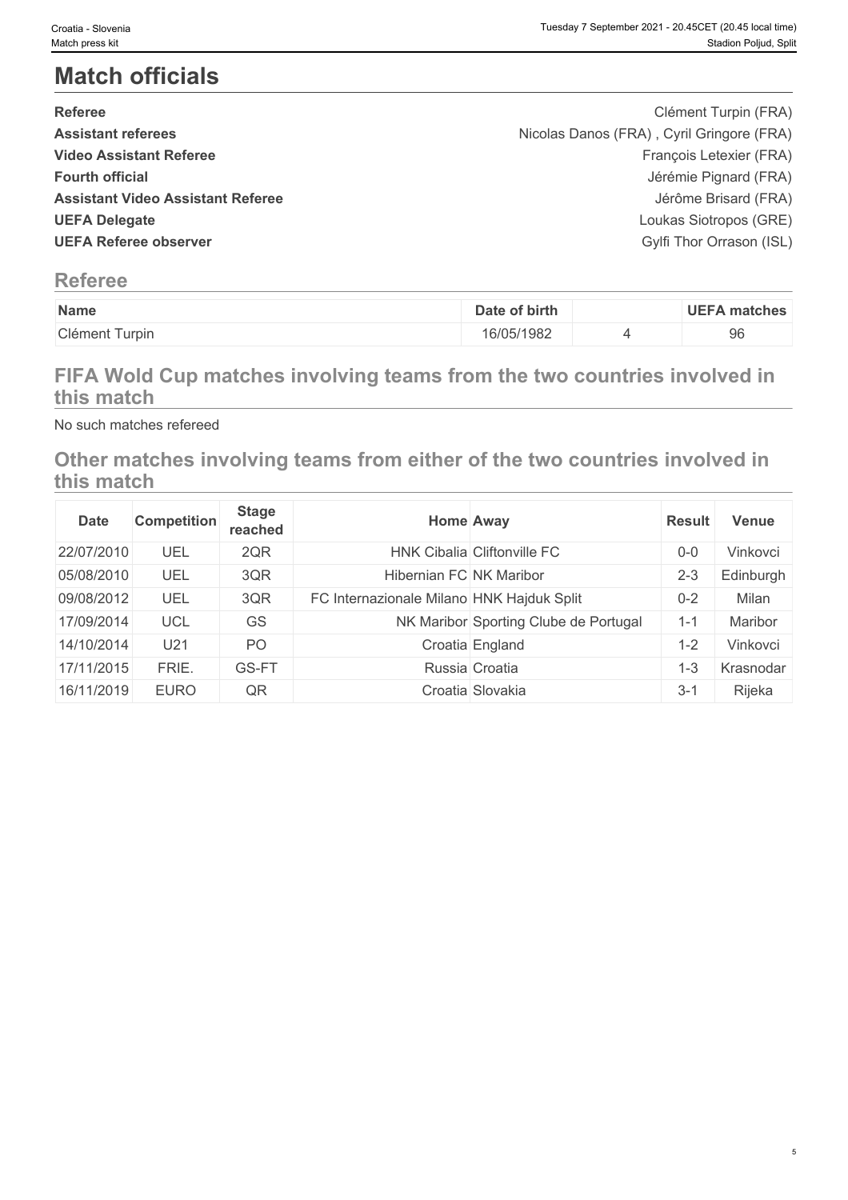# Match officials

| | |
|---|---|
| **Referee** | Clément Turpin (FRA) |
| **Assistant referees** | Nicolas Danos (FRA) , Cyril Gringore (FRA) |
| **Video Assistant Referee** | François Letexier (FRA) |
| **Fourth official** | Jérémie Pignard (FRA) |
| **Assistant Video Assistant Referee** | Jérôme Brisard (FRA) |
| **UEFA Delegate** | Loukas Siotropos (GRE) |
| **UEFA Referee observer** | Gylfi Thor Orrason (ISL) |

## Referee

| Name | Date of birth | | UEFA matches |
|---|---|---|---|
| Clément Turpin | 16/05/1982 | 4 | 96 |

## FIFA Wold Cup matches involving teams from the two countries involved in this match

No such matches refereed

## Other matches involving teams from either of the two countries involved in this match

| Date | Competition | Stage reached | Home | Away | Result | Venue |
|---|---|---|---|---|---|---|
| 22/07/2010 | UEL | 2QR | HNK Cibalia | Cliftonville FC | 0-0 | Vinkovci |
| 05/08/2010 | UEL | 3QR | Hibernian FC | NK Maribor | 2-3 | Edinburgh |
| 09/08/2012 | UEL | 3QR | FC Internazionale Milano | HNK Hajduk Split | 0-2 | Milan |
| 17/09/2014 | UCL | GS | NK Maribor | Sporting Clube de Portugal | 1-1 | Maribor |
| 14/10/2014 | U21 | PO | Croatia | England | 1-2 | Vinkovci |
| 17/11/2015 | FRIE. | GS-FT | Russia | Croatia | 1-3 | Krasnodar |
| 16/11/2019 | EURO | QR | Croatia | Slovakia | 3-1 | Rijeka |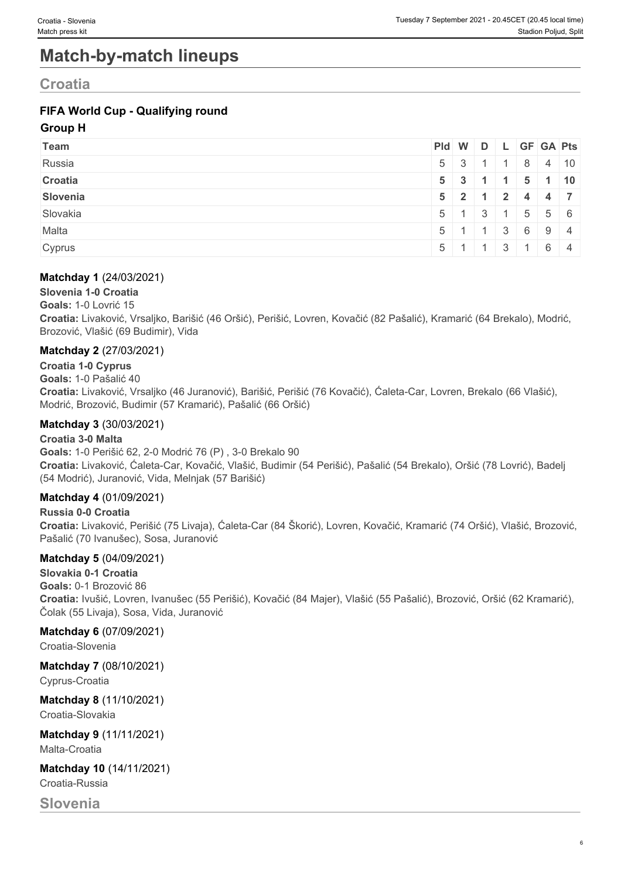# Match-by-match lineups

## Croatia

### FIFA World Cup - Qualifying round

#### Group H

| Team | Pld | W | D | L | GF | GA | Pts |
|---|---|---|---|---|---|---|---|
| Russia | 5 | 3 | 1 | 1 | 8 | 4 | 10 |
| **Croatia** | **5** | **3** | **1** | **1** | **5** | **1** | **10** |
| **Slovenia** | **5** | **2** | **1** | **2** | **4** | **4** | **7** |
| Slovakia | 5 | 1 | 3 | 1 | 5 | 5 | 6 |
| Malta | 5 | 1 | 1 | 3 | 6 | 9 | 4 |
| Cyprus | 5 | 1 | 1 | 3 | 1 | 6 | 4 |

**Matchday 1** (24/03/2021)

**Slovenia 1-0 Croatia**

**Goals:** 1-0 Lovrić 15

**Croatia:** Livaković, Vrsaljko, Barišić (46 Oršić), Perišić, Lovren, Kovačić (82 Pašalić), Kramarić (64 Brekalo), Modrić, Brozović, Vlašić (69 Budimir), Vida

**Matchday 2** (27/03/2021)

**Croatia 1-0 Cyprus**

**Goals:** 1-0 Pašalić 40

**Croatia:** Livaković, Vrsaljko (46 Juranović), Barišić, Perišić (76 Kovačić), Ćaleta-Car, Lovren, Brekalo (66 Vlašić), Modrić, Brozović, Budimir (57 Kramarić), Pašalić (66 Oršić)

**Matchday 3** (30/03/2021)

**Croatia 3-0 Malta**

**Goals:** 1-0 Perišić 62, 2-0 Modrić 76 (P) , 3-0 Brekalo 90

**Croatia:** Livaković, Ćaleta-Car, Kovačić, Vlašić, Budimir (54 Perišić), Pašalić (54 Brekalo), Oršić (78 Lovrić), Badelj (54 Modrić), Juranović, Vida, Melnjak (57 Barišić)

**Matchday 4** (01/09/2021)

**Russia 0-0 Croatia**

**Croatia:** Livaković, Perišić (75 Livaja), Ćaleta-Car (84 Škorić), Lovren, Kovačić, Kramarić (74 Oršić), Vlašić, Brozović, Pašalić (70 Ivanušec), Sosa, Juranović

**Matchday 5** (04/09/2021)

**Slovakia 0-1 Croatia**

**Goals:** 0-1 Brozović 86

**Croatia:** Ivušić, Lovren, Ivanušec (55 Perišić), Kovačić (84 Majer), Vlašić (55 Pašalić), Brozović, Oršić (62 Kramarić), Čolak (55 Livaja), Sosa, Vida, Juranović

**Matchday 6** (07/09/2021)

Croatia-Slovenia

**Matchday 7** (08/10/2021)

Cyprus-Croatia

**Matchday 8** (11/10/2021)

Croatia-Slovakia

**Matchday 9** (11/11/2021)

Malta-Croatia

**Matchday 10** (14/11/2021)

Croatia-Russia

## Slovenia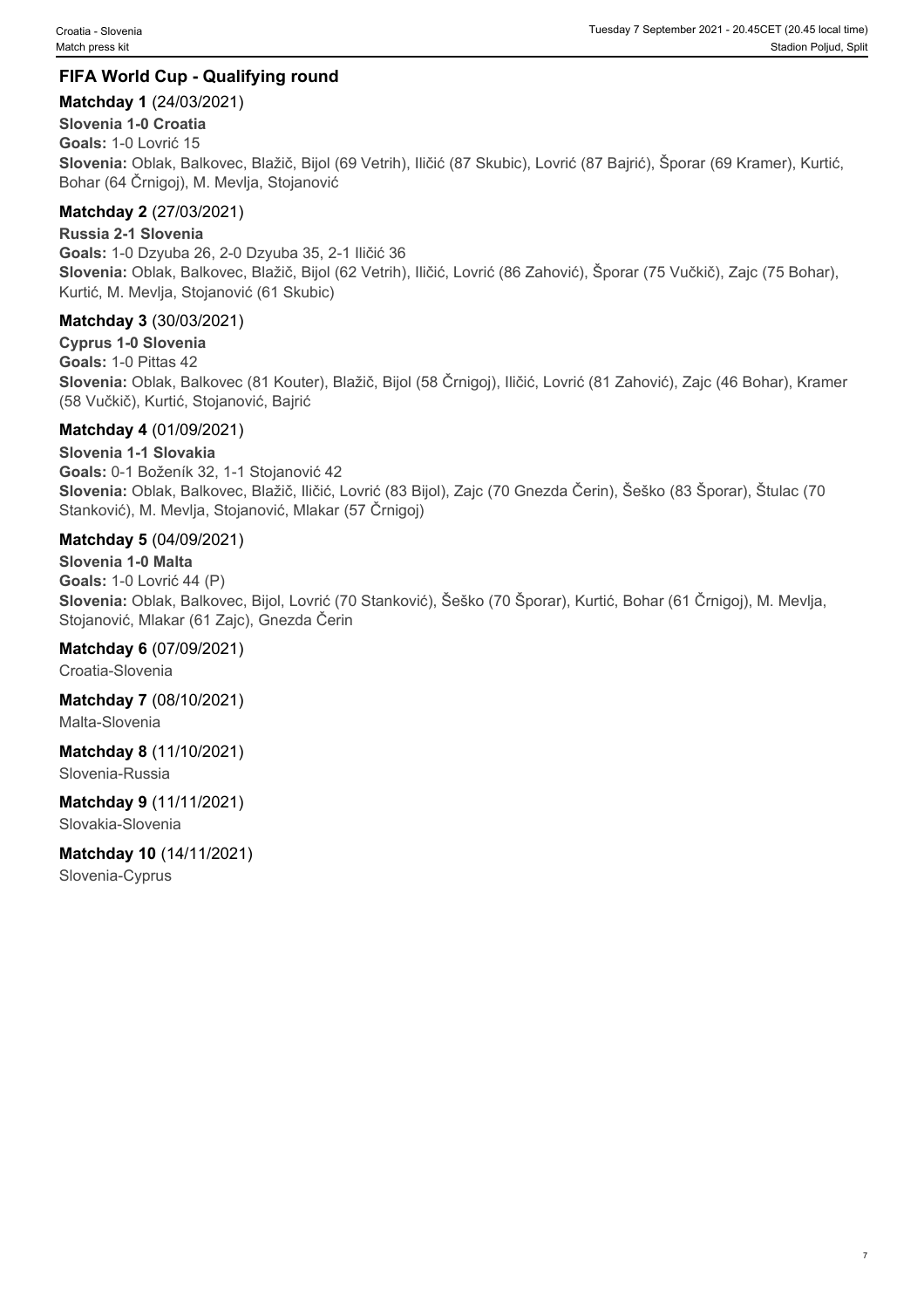## FIFA World Cup - Qualifying round

**Matchday 1** (24/03/2021)

**Slovenia 1-0 Croatia**

**Goals:** 1-0 Lovrić 15

**Slovenia:** Oblak, Balkovec, Blažič, Bijol (69 Vetrih), Iličić (87 Skubic), Lovrić (87 Bajrić), Šporar (69 Kramer), Kurtić, Bohar (64 Črnigoj), M. Mevlja, Stojanović

**Matchday 2** (27/03/2021)

**Russia 2-1 Slovenia**

**Goals:** 1-0 Dzyuba 26, 2-0 Dzyuba 35, 2-1 Iličić 36

**Slovenia:** Oblak, Balkovec, Blažič, Bijol (62 Vetrih), Iličić, Lovrić (86 Zahović), Šporar (75 Vučkič), Zajc (75 Bohar), Kurtić, M. Mevlja, Stojanović (61 Skubic)

**Matchday 3** (30/03/2021)

**Cyprus 1-0 Slovenia**

**Goals:** 1-0 Pittas 42

**Slovenia:** Oblak, Balkovec (81 Kouter), Blažič, Bijol (58 Črnigoj), Iličić, Lovrić (81 Zahović), Zajc (46 Bohar), Kramer (58 Vučkič), Kurtić, Stojanović, Bajrić

**Matchday 4** (01/09/2021)

**Slovenia 1-1 Slovakia**

**Goals:** 0-1 Boženík 32, 1-1 Stojanović 42

**Slovenia:** Oblak, Balkovec, Blažič, Iličić, Lovrić (83 Bijol), Zajc (70 Gnezda Čerin), Šeško (83 Šporar), Štulac (70 Stanković), M. Mevlja, Stojanović, Mlakar (57 Črnigoj)

**Matchday 5** (04/09/2021)

**Slovenia 1-0 Malta**

**Goals:** 1-0 Lovrić 44 (P)

**Slovenia:** Oblak, Balkovec, Bijol, Lovrić (70 Stanković), Šeško (70 Šporar), Kurtić, Bohar (61 Črnigoj), M. Mevlja, Stojanović, Mlakar (61 Zajc), Gnezda Čerin

**Matchday 6** (07/09/2021)

Croatia-Slovenia

**Matchday 7** (08/10/2021)

Malta-Slovenia

**Matchday 8** (11/10/2021)

Slovenia-Russia

**Matchday 9** (11/11/2021)

Slovakia-Slovenia

**Matchday 10** (14/11/2021)

Slovenia-Cyprus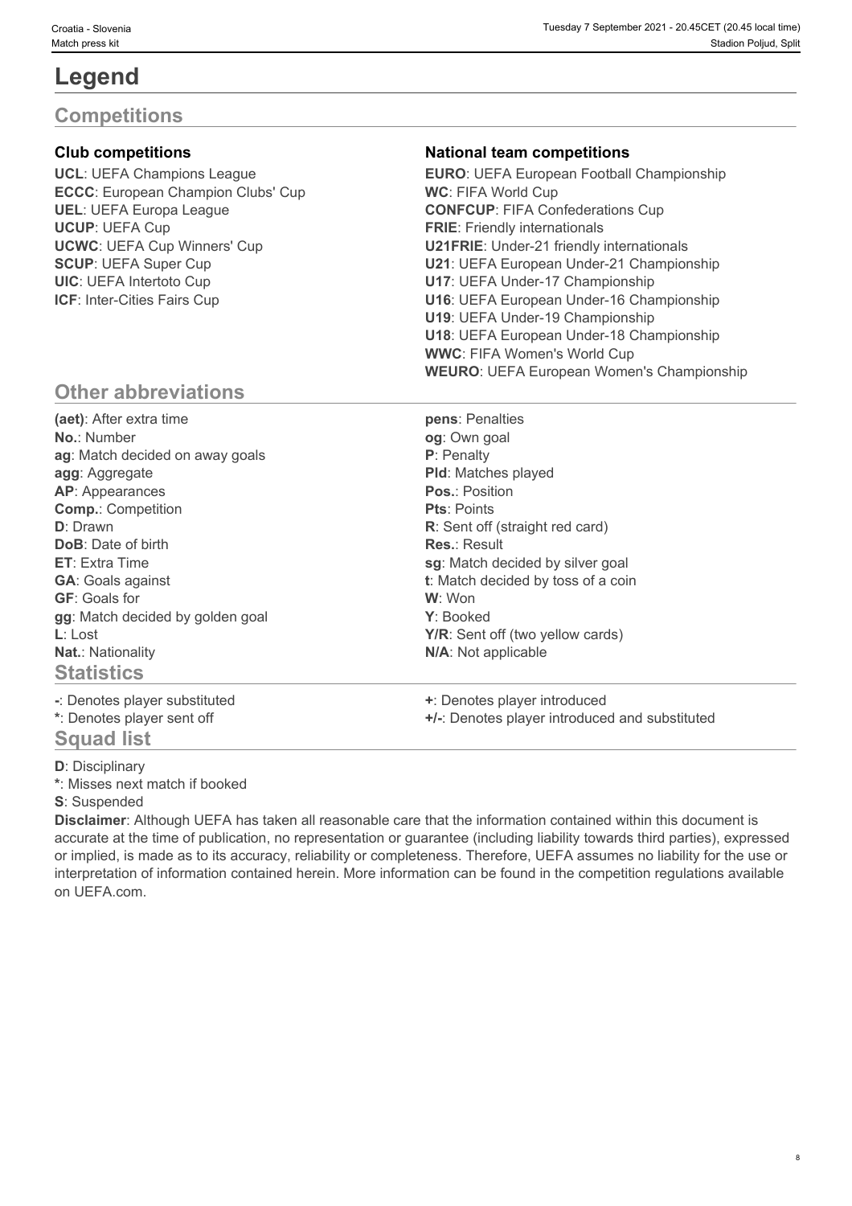# Legend

## Competitions

### Club competitions

**UCL**: UEFA Champions League
**ECCC**: European Champion Clubs' Cup
**UEL**: UEFA Europa League
**UCUP**: UEFA Cup
**UCWC**: UEFA Cup Winners' Cup
**SCUP**: UEFA Super Cup
**UIC**: UEFA Intertoto Cup
**ICF**: Inter-Cities Fairs Cup

### National team competitions

**EURO**: UEFA European Football Championship
**WC**: FIFA World Cup
**CONFCUP**: FIFA Confederations Cup
**FRIE**: Friendly internationals
**U21FRIE**: Under-21 friendly internationals
**U21**: UEFA European Under-21 Championship
**U17**: UEFA Under-17 Championship
**U16**: UEFA European Under-16 Championship
**U19**: UEFA Under-19 Championship
**U18**: UEFA European Under-18 Championship
**WWC**: FIFA Women's World Cup
**WEURO**: UEFA European Women's Championship

## Other abbreviations

**(aet)**: After extra time
**No.**: Number
**ag**: Match decided on away goals
**agg**: Aggregate
**AP**: Appearances
**Comp.**: Competition
**D**: Drawn
**DoB**: Date of birth
**ET**: Extra Time
**GA**: Goals against
**GF**: Goals for
**gg**: Match decided by golden goal
**L**: Lost
**Nat.**: Nationality
**pens**: Penalties
**og**: Own goal
**P**: Penalty
**Pld**: Matches played
**Pos.**: Position
**Pts**: Points
**R**: Sent off (straight red card)
**Res.**: Result
**sg**: Match decided by silver goal
**t**: Match decided by toss of a coin
**W**: Won
**Y**: Booked
**Y/R**: Sent off (two yellow cards)
**N/A**: Not applicable

## Statistics

**-**: Denotes player substituted
**\***: Denotes player sent off
**+**: Denotes player introduced
**+/-**: Denotes player introduced and substituted

## Squad list

**D**: Disciplinary
**\***: Misses next match if booked
**S**: Suspended

**Disclaimer**: Although UEFA has taken all reasonable care that the information contained within this document is accurate at the time of publication, no representation or guarantee (including liability towards third parties), expressed or implied, is made as to its accuracy, reliability or completeness. Therefore, UEFA assumes no liability for the use or interpretation of information contained herein. More information can be found in the competition regulations available on UEFA.com.